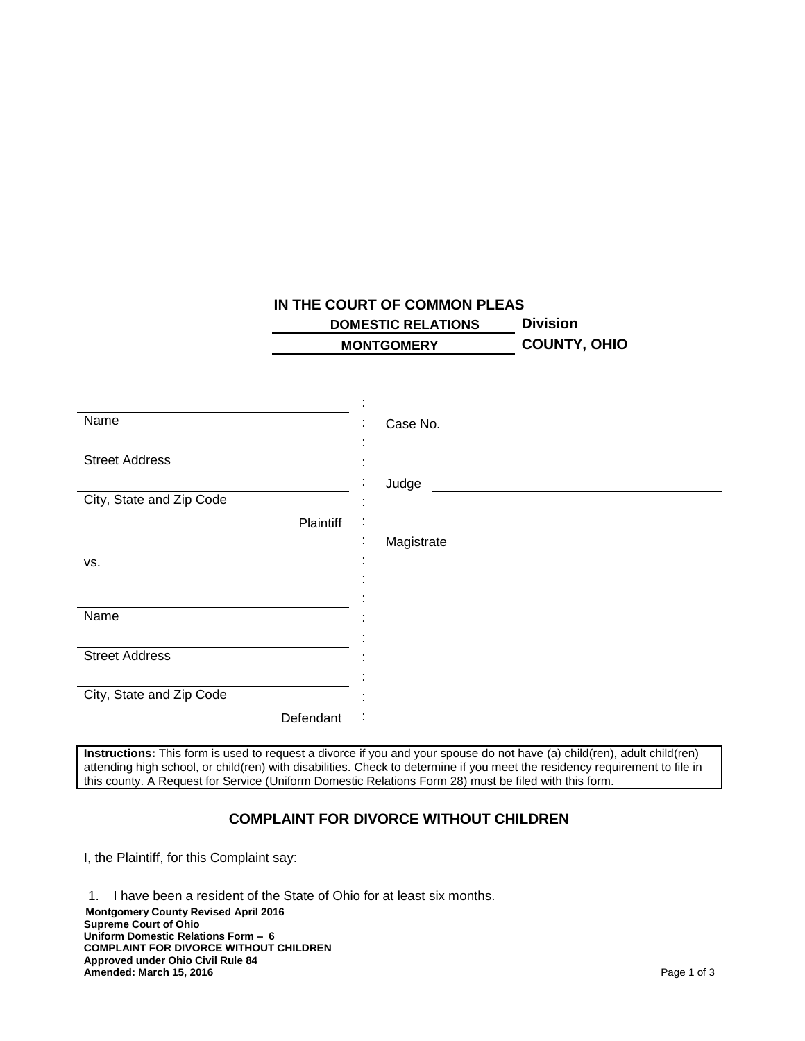**IN THE COURT OF COMMON PLEAS**

**DOMESTIC RELATIONS Division**

**MONTGOMERY COUNTY, OHIO**

| | | |
|---|---|---|
| Name | : | Case No. ____________ |
| Street Address | : | |
| City, State and Zip Code | : | Judge ____________ |
| Plaintiff | : | |
| | : | Magistrate ____________ |
| vs. | : | |
| Name | : | |
| Street Address | : | |
| City, State and Zip Code | : | |
| Defendant | : | |

**Instructions:** This form is used to request a divorce if you and your spouse do not have (a) child(ren), adult child(ren) attending high school, or child(ren) with disabilities. Check to determine if you meet the residency requirement to file in this county. A Request for Service (Uniform Domestic Relations Form 28) must be filed with this form.

## COMPLAINT FOR DIVORCE WITHOUT CHILDREN

I, the Plaintiff, for this Complaint say:

1. I have been a resident of the State of Ohio for at least six months.

**Montgomery County Revised April 2016**
**Supreme Court of Ohio**
**Uniform Domestic Relations Form – 6**
**COMPLAINT FOR DIVORCE WITHOUT CHILDREN**
**Approved under Ohio Civil Rule 84**
**Amended: March 15, 2016**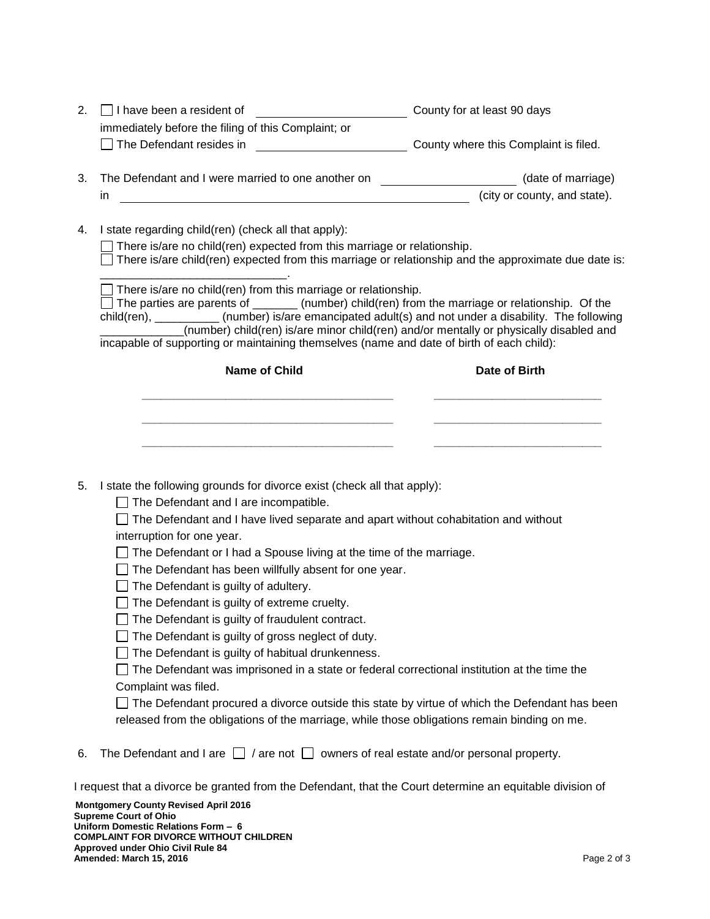2. ☐ I have been a resident of ______________________ County for at least 90 days immediately before the filing of this Complaint; or
   ☐ The Defendant resides in ______________________ County where this Complaint is filed.

3. The Defendant and I were married to one another on ____________________ (date of marriage) in ______________________________________________________ (city or county, and state).

4. I state regarding child(ren) (check all that apply):
   ☐ There is/are no child(ren) expected from this marriage or relationship.
   ☐ There is/are child(ren) expected from this marriage or relationship and the approximate due date is: ____________________________.
   ☐ There is/are no child(ren) from this marriage or relationship.
   ☐ The parties are parents of _______ (number) child(ren) from the marriage or relationship. Of the child(ren), __________ (number) is/are emancipated adult(s) and not under a disability. The following _____________(number) child(ren) is/are minor child(ren) and/or mentally or physically disabled and incapable of supporting or maintaining themselves (name and date of birth of each child):

| Name of Child | Date of Birth |
|---|---|
| _______________________________________ | __________________________ |
| _______________________________________ | __________________________ |
| _______________________________________ | __________________________ |

5. I state the following grounds for divorce exist (check all that apply):
   ☐ The Defendant and I are incompatible.
   ☐ The Defendant and I have lived separate and apart without cohabitation and without interruption for one year.
   ☐ The Defendant or I had a Spouse living at the time of the marriage.
   ☐ The Defendant has been willfully absent for one year.
   ☐ The Defendant is guilty of adultery.
   ☐ The Defendant is guilty of extreme cruelty.
   ☐ The Defendant is guilty of fraudulent contract.
   ☐ The Defendant is guilty of gross neglect of duty.
   ☐ The Defendant is guilty of habitual drunkenness.
   ☐ The Defendant was imprisoned in a state or federal correctional institution at the time the Complaint was filed.
   ☐ The Defendant procured a divorce outside this state by virtue of which the Defendant has been released from the obligations of the marriage, while those obligations remain binding on me.

6. The Defendant and I are ☐ / are not ☐ owners of real estate and/or personal property.

I request that a divorce be granted from the Defendant, that the Court determine an equitable division of

**Montgomery County Revised April 2016**
**Supreme Court of Ohio**
**Uniform Domestic Relations Form – 6**
**COMPLAINT FOR DIVORCE WITHOUT CHILDREN**
**Approved under Ohio Civil Rule 84**
**Amended: March 15, 2016**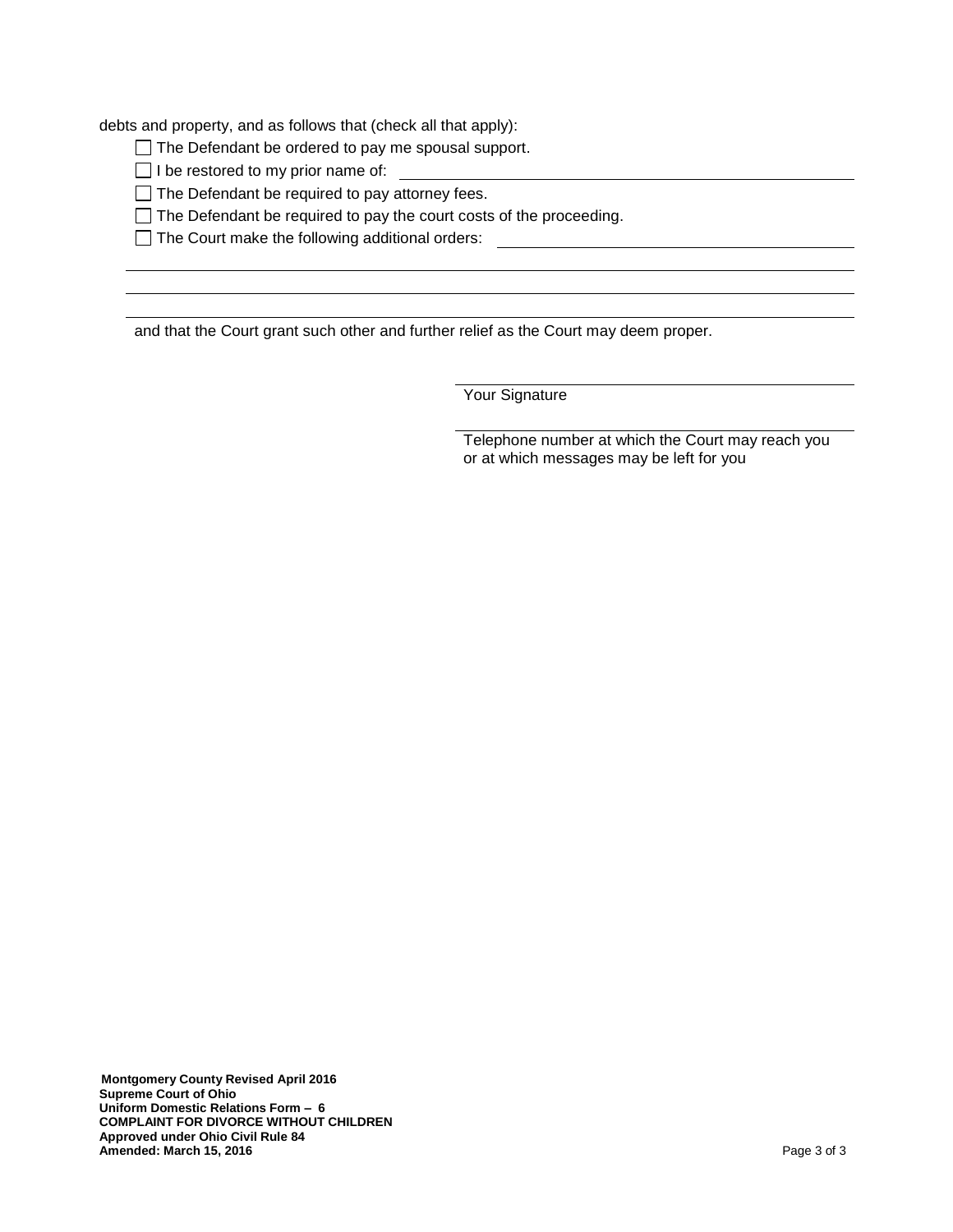debts and property, and as follows that (check all that apply):

- ☐ The Defendant be ordered to pay me spousal support.
- ☐ I be restored to my prior name of: ______________________________
- ☐ The Defendant be required to pay attorney fees.
- ☐ The Defendant be required to pay the court costs of the proceeding.
- ☐ The Court make the following additional orders: ______________________________

______________________________________________________________________

______________________________________________________________________

______________________________________________________________________

and that the Court grant such other and further relief as the Court may deem proper.

______________________________
Your Signature

______________________________
Telephone number at which the Court may reach you or at which messages may be left for you

**Montgomery County Revised April 2016**
**Supreme Court of Ohio**
**Uniform Domestic Relations Form – 6**
**COMPLAINT FOR DIVORCE WITHOUT CHILDREN**
**Approved under Ohio Civil Rule 84**
**Amended: March 15, 2016**